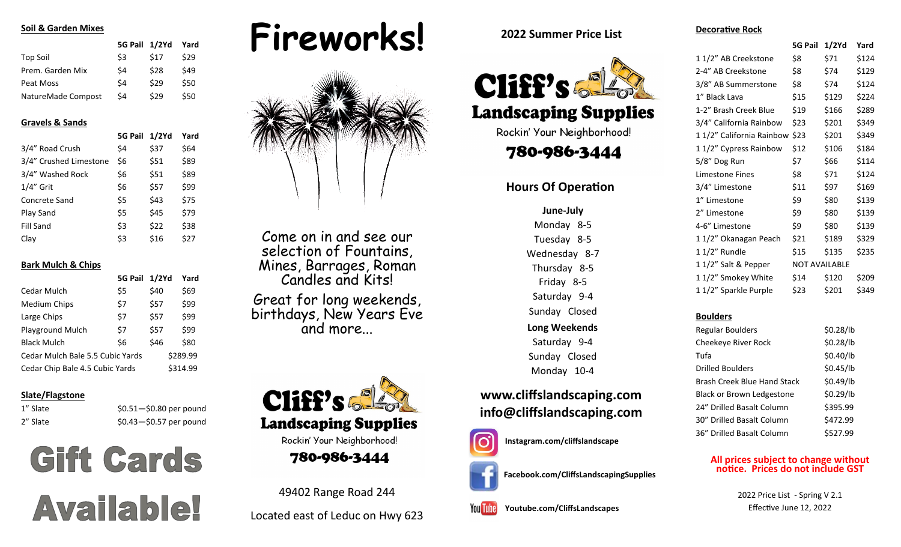## Soil & Garden Mixes

| | 5G Pail | 1/2Yd | Yard |
|---|---|---|---|
| Top Soil | $3 | $17 | $29 |
| Prem. Garden Mix | $4 | $28 | $49 |
| Peat Moss | $4 | $29 | $50 |
| NatureMade Compost | $4 | $29 | $50 |

## Gravels & Sands

| | 5G Pail | 1/2Yd | Yard |
|---|---|---|---|
| 3/4" Road Crush | $4 | $37 | $64 |
| 3/4" Crushed Limestone | $6 | $51 | $89 |
| 3/4" Washed Rock | $6 | $51 | $89 |
| 1/4" Grit | $6 | $57 | $99 |
| Concrete Sand | $5 | $43 | $75 |
| Play Sand | $5 | $45 | $79 |
| Fill Sand | $3 | $22 | $38 |
| Clay | $3 | $16 | $27 |

## Bark Mulch & Chips

| | 5G Pail | 1/2Yd | Yard |
|---|---|---|---|
| Cedar Mulch | $5 | $40 | $69 |
| Medium Chips | $7 | $57 | $99 |
| Large Chips | $7 | $57 | $99 |
| Playground Mulch | $7 | $57 | $99 |
| Black Mulch | $6 | $46 | $80 |
| Cedar Mulch Bale 5.5 Cubic Yards | | | $289.99 |
| Cedar Chip Bale 4.5 Cubic Yards | | | $314.99 |

## Slate/Flagstone

| | |
|---|---|
| 1" Slate | $0.51—$0.80 per pound |
| 2" Slate | $0.43—$0.57 per pound |

# Gift Cards Available!

# Fireworks!

Come on in and see our selection of Fountains, Mines, Barrages, Roman Candles and Kits!

Great for long weekends, birthdays, New Years Eve and more...

**Cliff's Landscaping Supplies**

Rockin' Your Neighborhood!

**780-986-3444**

49402 Range Road 244

Located east of Leduc on Hwy 623

## 2022 Summer Price List

**Cliff's Landscaping Supplies**

Rockin' Your Neighborhood!

**780-986-3444**

## Hours Of Operation

**June-July**

Monday 8-5
Tuesday 8-5
Wednesday 8-7
Thursday 8-5
Friday 8-5
Saturday 9-4
Sunday Closed

**Long Weekends**

Saturday 9-4
Sunday Closed
Monday 10-4

**www.cliffslandscaping.com**
**info@cliffslandscaping.com**

Instagram.com/cliffslandscape

Facebook.com/CliffsLandscapingSupplies

Youtube.com/CliffsLandscapes

## Decorative Rock

| | 5G Pail | 1/2Yd | Yard |
|---|---|---|---|
| 1 1/2" AB Creekstone | $8 | $71 | $124 |
| 2-4" AB Creekstone | $8 | $74 | $129 |
| 3/8" AB Summerstone | $8 | $74 | $124 |
| 1" Black Lava | $15 | $129 | $224 |
| 1-2" Brash Creek Blue | $19 | $166 | $289 |
| 3/4" California Rainbow | $23 | $201 | $349 |
| 1 1/2" California Rainbow | $23 | $201 | $349 |
| 1 1/2" Cypress Rainbow | $12 | $106 | $184 |
| 5/8" Dog Run | $7 | $66 | $114 |
| Limestone Fines | $8 | $71 | $124 |
| 3/4" Limestone | $11 | $97 | $169 |
| 1" Limestone | $9 | $80 | $139 |
| 2" Limestone | $9 | $80 | $139 |
| 4-6" Limestone | $9 | $80 | $139 |
| 1 1/2" Okanagan Peach | $21 | $189 | $329 |
| 1 1/2" Rundle | $15 | $135 | $235 |
| 1 1/2" Salt & Pepper | NOT AVAILABLE | | |
| 1 1/2" Smokey White | $14 | $120 | $209 |
| 1 1/2" Sparkle Purple | $23 | $201 | $349 |

## Boulders

| | |
|---|---|
| Regular Boulders | $0.28/lb |
| Cheekeye River Rock | $0.28/lb |
| Tufa | $0.40/lb |
| Drilled Boulders | $0.45/lb |
| Brash Creek Blue Hand Stack | $0.49/lb |
| Black or Brown Ledgestone | $0.29/lb |
| 24" Drilled Basalt Column | $395.99 |
| 30" Drilled Basalt Column | $472.99 |
| 36" Drilled Basalt Column | $527.99 |

**All prices subject to change without notice. Prices do not include GST**

2022 Price List - Spring V 2.1
Effective June 12, 2022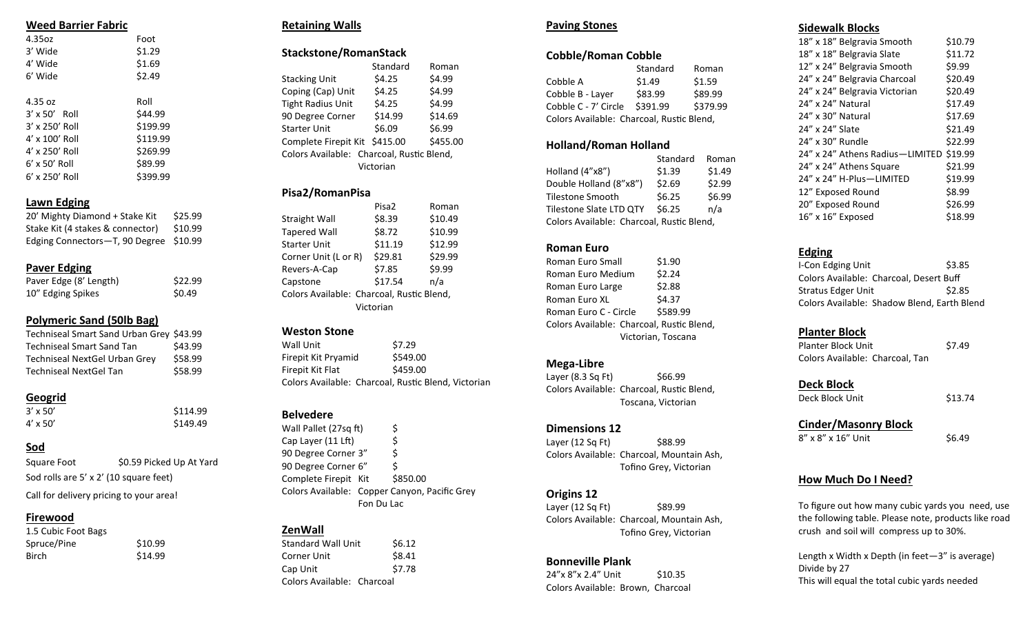## Weed Barrier Fabric

| 4.35oz | Foot |
|---|---|
| 3' Wide | $1.29 |
| 4' Wide | $1.69 |
| 6' Wide | $2.49 |

| 4.35 oz | Roll |
|---|---|
| 3' x 50' Roll | $44.99 |
| 3' x 250' Roll | $199.99 |
| 4' x 100' Roll | $119.99 |
| 4' x 250' Roll | $269.99 |
| 6' x 50' Roll | $89.99 |
| 6' x 250' Roll | $399.99 |

## Lawn Edging

| | |
|---|---|
| 20' Mighty Diamond + Stake Kit | $25.99 |
| Stake Kit (4 stakes & connector) | $10.99 |
| Edging Connectors—T, 90 Degree | $10.99 |

## Paver Edging

| | |
|---|---|
| Paver Edge (8' Length) | $22.99 |
| 10" Edging Spikes | $0.49 |

## Polymeric Sand (50lb Bag)

| | |
|---|---|
| Techniseal Smart Sand Urban Grey | $43.99 |
| Techniseal Smart Sand Tan | $43.99 |
| Techniseal NextGel Urban Grey | $58.99 |
| Techniseal NextGel Tan | $58.99 |

## Geogrid

| | |
|---|---|
| 3' x 50' | $114.99 |
| 4' x 50' | $149.49 |

## Sod

Square Foot $0.59 Picked Up At Yard

Sod rolls are 5' x 2' (10 square feet)

Call for delivery pricing to your area!

## Firewood

| 1.5 Cubic Foot Bags | |
|---|---|
| Spruce/Pine | $10.99 |
| Birch | $14.99 |

## Retaining Walls

### Stackstone/RomanStack

| | Standard | Roman |
|---|---|---|
| Stacking Unit | $4.25 | $4.99 |
| Coping (Cap) Unit | $4.25 | $4.99 |
| Tight Radius Unit | $4.25 | $4.99 |
| 90 Degree Corner | $14.99 | $14.69 |
| Starter Unit | $6.09 | $6.99 |
| Complete Firepit Kit | $415.00 | $455.00 |

Colors Available: Charcoal, Rustic Blend, Victorian

### Pisa2/RomanPisa

| | Pisa2 | Roman |
|---|---|---|
| Straight Wall | $8.39 | $10.49 |
| Tapered Wall | $8.72 | $10.99 |
| Starter Unit | $11.19 | $12.99 |
| Corner Unit (L or R) | $29.81 | $29.99 |
| Revers-A-Cap | $7.85 | $9.99 |
| Capstone | $17.54 | n/a |

Colors Available: Charcoal, Rustic Blend, Victorian

### Weston Stone

| | |
|---|---|
| Wall Unit | $7.29 |
| Firepit Kit Pryamid | $549.00 |
| Firepit Kit Flat | $459.00 |

Colors Available: Charcoal, Rustic Blend, Victorian

### Belvedere

| | |
|---|---|
| Wall Pallet (27sq ft) | $ |
| Cap Layer (11 Lft) | $ |
| 90 Degree Corner 3" | $ |
| 90 Degree Corner 6" | $ |
| Complete Firepit Kit | $850.00 |

Colors Available: Copper Canyon, Pacific Grey, Fon Du Lac

### ZenWall

| | |
|---|---|
| Standard Wall Unit | $6.12 |
| Corner Unit | $8.41 |
| Cap Unit | $7.78 |

Colors Available: Charcoal

## Paving Stones

### Cobble/Roman Cobble

| | Standard | Roman |
|---|---|---|
| Cobble A | $1.49 | $1.59 |
| Cobble B - Layer | $83.99 | $89.99 |
| Cobble C - 7' Circle | $391.99 | $379.99 |

Colors Available: Charcoal, Rustic Blend,

### Holland/Roman Holland

| | Standard | Roman |
|---|---|---|
| Holland (4"x8") | $1.39 | $1.49 |
| Double Holland (8"x8") | $2.69 | $2.99 |
| Tilestone Smooth | $6.25 | $6.99 |
| Tilestone Slate LTD QTY | $6.25 | n/a |

Colors Available: Charcoal, Rustic Blend,

### Roman Euro

| | |
|---|---|
| Roman Euro Small | $1.90 |
| Roman Euro Medium | $2.24 |
| Roman Euro Large | $2.88 |
| Roman Euro XL | $4.37 |
| Roman Euro C - Circle | $589.99 |

Colors Available: Charcoal, Rustic Blend, Victorian, Toscana

### Mega-Libre

Layer (8.3 Sq Ft) $66.99

Colors Available: Charcoal, Rustic Blend, Toscana, Victorian

### Dimensions 12

Layer (12 Sq Ft) $88.99

Colors Available: Charcoal, Mountain Ash, Tofino Grey, Victorian

### Origins 12

Layer (12 Sq Ft) $89.99

Colors Available: Charcoal, Mountain Ash, Tofino Grey, Victorian

### Bonneville Plank

24"x 8"x 2.4" Unit $10.35

Colors Available: Brown, Charcoal

## Sidewalk Blocks

| | |
|---|---|
| 18" x 18" Belgravia Smooth | $10.79 |
| 18" x 18" Belgravia Slate | $11.72 |
| 12" x 24" Belgravia Smooth | $9.99 |
| 24" x 24" Belgravia Charcoal | $20.49 |
| 24" x 24" Belgravia Victorian | $20.49 |
| 24" x 24" Natural | $17.49 |
| 24" x 30" Natural | $17.69 |
| 24" x 24" Slate | $21.49 |
| 24" x 30" Rundle | $22.99 |
| 24" x 24" Athens Radius—LIMITED | $19.99 |
| 24" x 24" Athens Square | $21.99 |
| 24" x 24" H-Plus—LIMITED | $19.99 |
| 12" Exposed Round | $8.99 |
| 20" Exposed Round | $26.99 |
| 16" x 16" Exposed | $18.99 |

## Edging

I-Con Edging Unit $3.85

Colors Available: Charcoal, Desert Buff

Stratus Edger Unit $2.85

Colors Available: Shadow Blend, Earth Blend

## Planter Block

Planter Block Unit $7.49

Colors Available: Charcoal, Tan

## Deck Block

Deck Block Unit $13.74

## Cinder/Masonry Block

8" x 8" x 16" Unit $6.49

## How Much Do I Need?

To figure out how many cubic yards you need, use the following table. Please note, products like road crush and soil will compress up to 30%.

Length x Width x Depth (in feet—3" is average)
Divide by 27
This will equal the total cubic yards needed